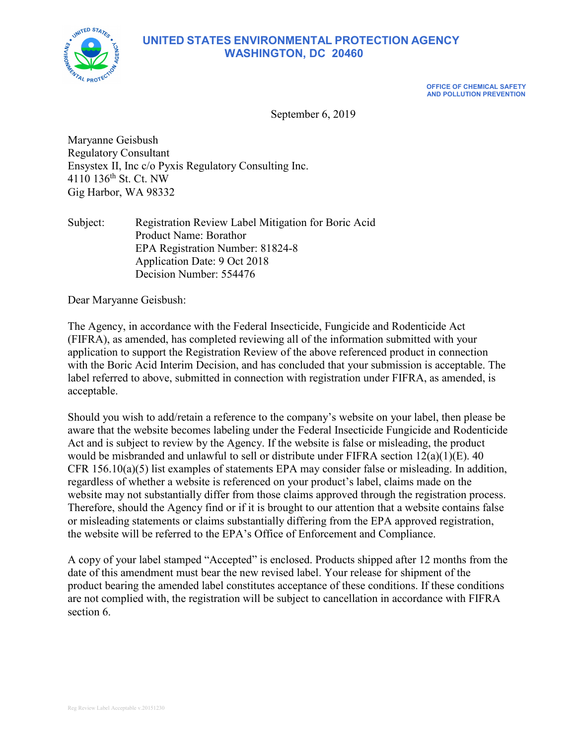# UNITED STATES ENVIRONMENTAL PROTECTION AGENCY
## WASHINGTON, DC 20460

**OFFICE OF CHEMICAL SAFETY AND POLLUTION PREVENTION**

September 6, 2019

Maryanne Geisbush
Regulatory Consultant
Ensystex II, Inc c/o Pyxis Regulatory Consulting Inc.
4110 136th St. Ct. NW
Gig Harbor, WA 98332

Subject: Registration Review Label Mitigation for Boric Acid
Product Name: Borathor
EPA Registration Number: 81824-8
Application Date: 9 Oct 2018
Decision Number: 554476

Dear Maryanne Geisbush:

The Agency, in accordance with the Federal Insecticide, Fungicide and Rodenticide Act (FIFRA), as amended, has completed reviewing all of the information submitted with your application to support the Registration Review of the above referenced product in connection with the Boric Acid Interim Decision, and has concluded that your submission is acceptable. The label referred to above, submitted in connection with registration under FIFRA, as amended, is acceptable.

Should you wish to add/retain a reference to the company's website on your label, then please be aware that the website becomes labeling under the Federal Insecticide Fungicide and Rodenticide Act and is subject to review by the Agency. If the website is false or misleading, the product would be misbranded and unlawful to sell or distribute under FIFRA section 12(a)(1)(E). 40 CFR 156.10(a)(5) list examples of statements EPA may consider false or misleading. In addition, regardless of whether a website is referenced on your product's label, claims made on the website may not substantially differ from those claims approved through the registration process. Therefore, should the Agency find or if it is brought to our attention that a website contains false or misleading statements or claims substantially differing from the EPA approved registration, the website will be referred to the EPA's Office of Enforcement and Compliance.

A copy of your label stamped "Accepted" is enclosed. Products shipped after 12 months from the date of this amendment must bear the new revised label. Your release for shipment of the product bearing the amended label constitutes acceptance of these conditions. If these conditions are not complied with, the registration will be subject to cancellation in accordance with FIFRA section 6.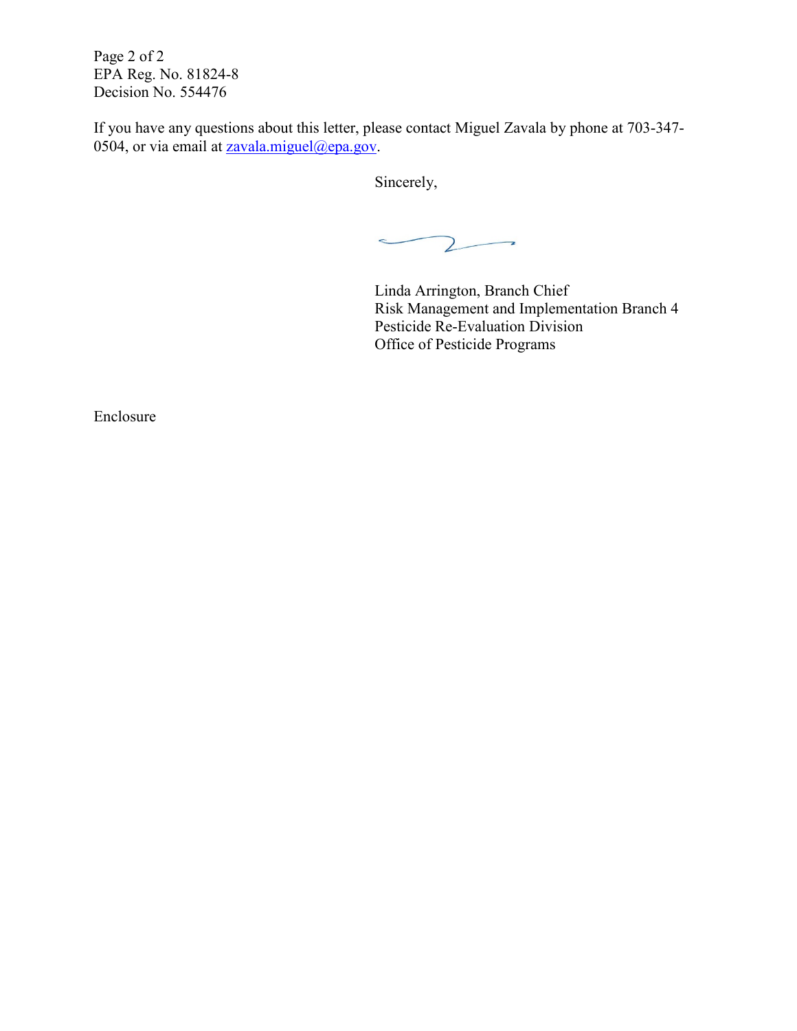EPA Reg. No. 81824-8
Decision No. 554476

If you have any questions about this letter, please contact Miguel Zavala by phone at 703-347-0504, or via email at zavala.miguel@epa.gov.

Sincerely,

Linda Arrington, Branch Chief
Risk Management and Implementation Branch 4
Pesticide Re-Evaluation Division
Office of Pesticide Programs

Enclosure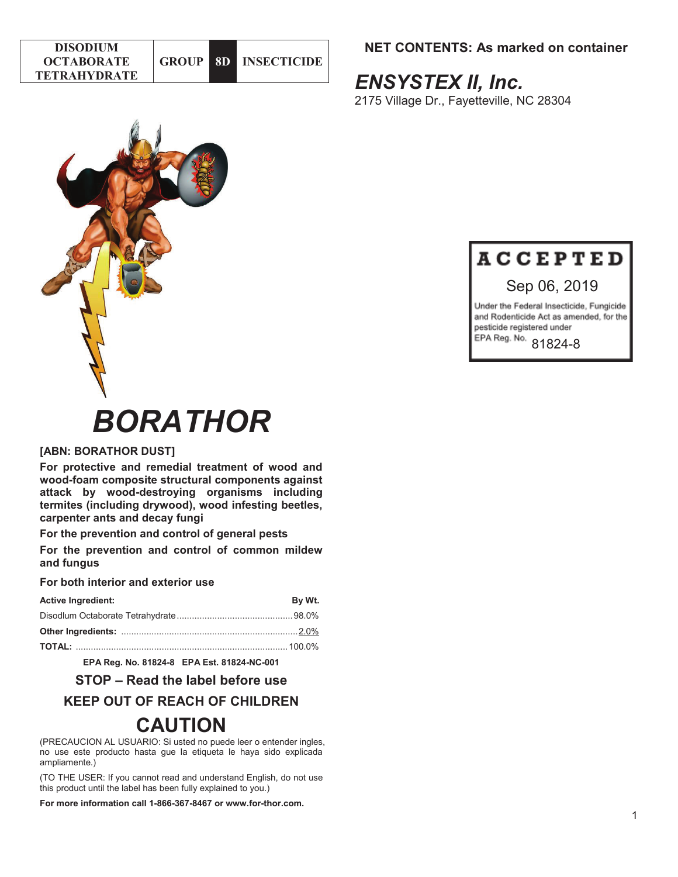| DISODIUM OCTABORATE TETRAHYDRATE | GROUP | 8D | INSECTICIDE |
|---|---|---|---|

**NET CONTENTS: As marked on container**

***ENSYSTEX II, Inc.***

2175 Village Dr., Fayetteville, NC 28304

**ACCEPTED**

Sep 06, 2019

Under the Federal Insecticide, Fungicide and Rodenticide Act as amended, for the pesticide registered under EPA Reg. No. 81824-8

# *BORATHOR*

**[ABN: BORATHOR DUST]**

**For protective and remedial treatment of wood and wood-foam composite structural components against attack by wood-destroying organisms including termites (including drywood), wood infesting beetles, carpenter ants and decay fungi**

**For the prevention and control of general pests**

**For the prevention and control of common mildew and fungus**

**For both interior and exterior use**

| **Active Ingredient:** | **By Wt.** |
|---|---|
| Disodlum Octaborate Tetrahydrate | 98.0% |
| **Other Ingredients:** | 2.0% |
| **TOTAL:** | 100.0% |

**EPA Reg. No. 81824-8 EPA Est. 81824-NC-001**

**STOP – Read the label before use**

**KEEP OUT OF REACH OF CHILDREN**

## CAUTION

(PRECAUCION AL USUARIO: Si usted no puede leer o entender ingles, no use este producto hasta gue la etiqueta le haya sido explicada ampliamente.)

(TO THE USER: If you cannot read and understand English, do not use this product until the label has been fully explained to you.)

**For more information call 1-866-367-8467 or www.for-thor.com.**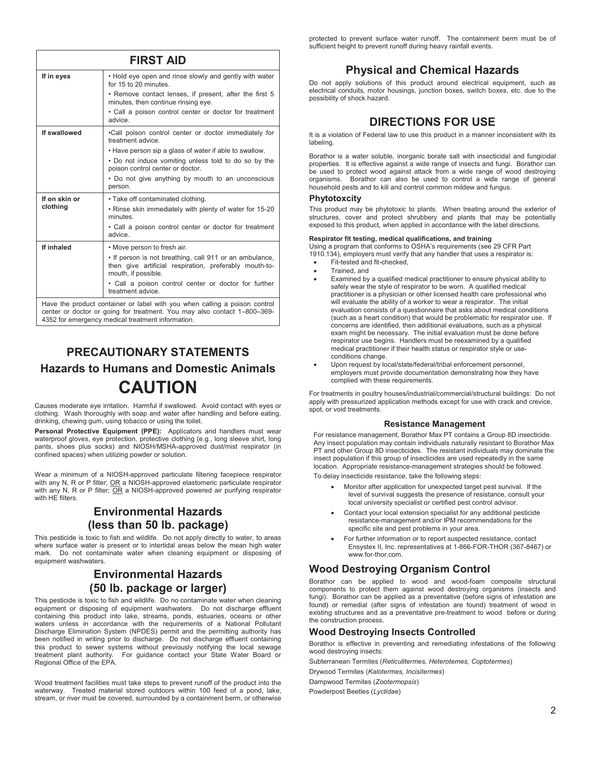## FIRST AID

| | |
|---|---|
| **If in eyes** | • Hold eye open and rinse slowly and gently with water for 15 to 20 minutes.<br>• Remove contact lenses, if present, after the first 5 minutes, then continue rinsing eye.<br>• Call a poison control center or doctor for treatment advice. |
| **If swallowed** | •Call poison control center or doctor immediately for treatment advice.<br>• Have person sip a glass of water if able to swallow.<br>• Do not induce vomiting unless told to do so by the poison control center or doctor.<br>• Do not give anything by mouth to an unconscious person. |
| **If on skin or clothing** | • Take off contaminated clothing.<br>• Rinse skin immediately with plenty of water for 15-20 minutes.<br>• Call a poison control center or doctor for treatment advice. |
| **If inhaled** | • Move person to fresh air.<br>• If person is not breathing, call 911 or an ambulance, then give artificial respiration, preferably mouth-to-mouth, if possible.<br>• Call a poison control center or doctor for further treatment advice. |
| Have the product container or label with you when calling a poison control center or doctor or going for treatment. You may also contact 1–800–369-4352 for emergency medical treatment information. | |

## PRECAUTIONARY STATEMENTS

### Hazards to Humans and Domestic Animals

# CAUTION

Causes moderate eye irritation. Harmful if swallowed. Avoid contact with eyes or clothing. Wash thoroughly with soap and water after handling and before eating, drinking, chewing gum, using tobacco or using the toilet.

**Personal Protective Equipment (PPE):** Applicators and handlers must wear waterproof gloves, eye protection, protective clothing (e.g., long sleeve shirt, long pants, shoes plus socks) and NIOSH/MSHA-approved dust/mist respirator (in confined spaces) when utilizing powder or solution.

Wear a minimum of a NIOSH-approved particulate filtering facepiece respirator with any N, R or P filter; OR a NIOSH-approved elastomeric particulate respirator with any N, R or P filter; OR a NIOSH-approved powered air purifying respirator with HE filters.

### Environmental Hazards (less than 50 lb. package)

This pesticide is toxic to fish and wildlife. Do not apply directly to water, to areas where surface water is present or to intertidal areas below the mean high water mark. Do not contaminate water when cleaning equipment or disposing of equipment washwaters.

### Environmental Hazards (50 lb. package or larger)

This pesticide is toxic to fish and wildlife. Do no contaminate water when cleaning equipment or disposing of equipment washwaters. Do not discharge effluent containing this product into lake, streams, ponds, estuaries, oceans or other waters unless in accordance with the requirements of a National Pollutant Discharge Elimination System (NPDES) permit and the permitting authority has been notified in writing prior to discharge. Do not discharge effluent containing this product to sewer systems without previously notifying the local sewage treatment plant authority. For guidance contact your State Water Board or Regional Office of the EPA.

Wood treatment facilities must take steps to prevent runoff of the product into the waterway. Treated material stored outdoors within 100 feed of a pond, lake, stream, or river must be covered, surrounded by a containment berm, or otherwise protected to prevent surface water runoff. The containment berm must be of sufficient height to prevent runoff during heavy rainfall events.

### Physical and Chemical Hazards

Do not apply solutions of this product around electrical equipment, such as electrical conduits, motor housings, junction boxes, switch boxes, etc. due to the possibility of shock hazard.

## DIRECTIONS FOR USE

It is a violation of Federal law to use this product in a manner inconsistent with its labeling.

Borathor is a water soluble, inorganic borate salt with insecticidal and fungicidal properties. It is effective against a wide range of insects and fungi. Borathor can be used to protect wood against attack from a wide range of wood destroying organisms. Borathor can also be used to control a wide range of general household pests and to kill and control common mildew and fungus.

### Phytotoxcity

This product may be phytotoxic to plants. When treating around the exterior of structures, cover and protect shrubbery and plants that may be potentially exposed to this product, when applied in accordance with the label directions.

**Respirator fit testing, medical qualifications, and training**

Using a program that conforms to OSHA's requirements (see 29 CFR Part 1910.134), employers must verify that any handler that uses a respirator is:

- Fit-tested and fit-checked,
- Trained, and
- Examined by a qualified medical practitioner to ensure physical ability to safely wear the style of respirator to be worn. A qualified medical practitioner is a physician or other licensed health care professional who will evaluate the ability of a worker to wear a respirator. The initial evaluation consists of a questionnaire that asks about medical conditions (such as a heart condition) that would be problematic for respirator use. If concerns are identified, then additional evaluations, such as a physical exam might be necessary. The initial evaluation must be done before respirator use begins. Handlers must be reexamined by a qualified medical practitioner if their health status or respirator style or use-conditions change.
- Upon request by local/state/federal/tribal enforcement personnel, employers must provide documentation demonstrating how they have complied with these requirements.

For treatments in poultry houses/industrial/commercial/structural buildings: Do not apply with pressurized application methods except for use with crack and crevice, spot, or void treatments.

#### Resistance Management

For resistance management, Borathor Max PT contains a Group 8D insecticide. Any insect population may contain individuals naturally resistant to Borathor Max PT and other Group 8D insecticides. The resistant individuals may dominate the insect population if this group of insecticides are used repeatedly in the same location. Appropriate resistance-management strategies should be followed.

To delay insecticide resistance, take the following steps:

- Monitor after application for unexpected target pest survival. If the level of survival suggests the presence of resistance, consult your local university specialist or certified pest control advisor.
- Contact your local extension specialist for any additional pesticide resistance-management and/or IPM recommendations for the specific site and pest problems in your area.
- For further information or to report suspected resistance, contact Ensystex II, Inc. representatives at 1-866-FOR-THOR (367-8467) or www.for-thor.com.

### Wood Destroying Organism Control

Borathor can be applied to wood and wood-foam composite structural components to protect them against wood destroying organisms (insects and fungi). Borathor can be applied as a preventative (before signs of infestation are found) or remedial (after signs of infestation are found) treatment of wood in existing structures and as a preventative pre-treatment to wood before or during the construction process.

### Wood Destroying Insects Controlled

Borathor is effective in preventing and remediating infestations of the following wood destroying insects:

Subterranean Termites (*Reticulitermes, Heterotemes, Coptotermes*)

Drywood Termites (*Kalotermes, Incisitermes*)

Dampwood Termites (*Zootermopsis*)

Powderpost Beetles (*Lyctidae*)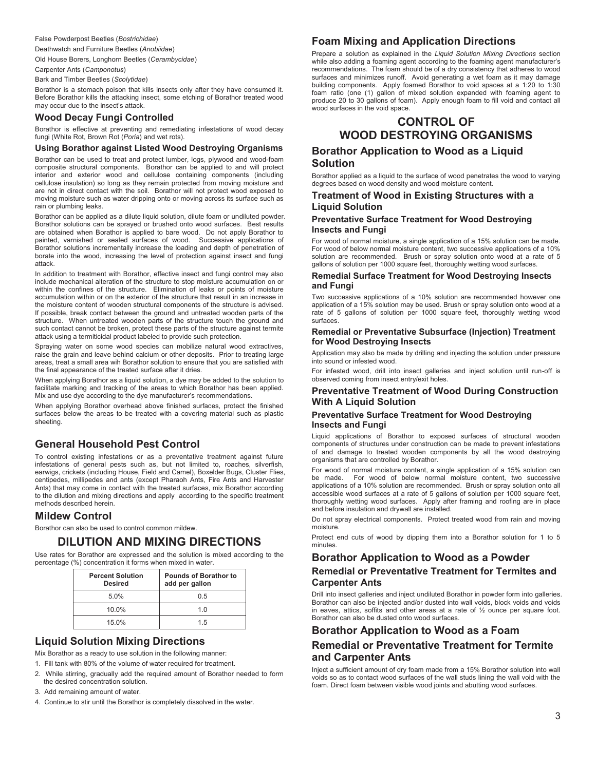False Powderpost Beetles (*Bostrichidae*)

Deathwatch and Furniture Beetles (*Anobiidae*)

Old House Borers, Longhorn Beetles (*Cerambycidae*)

Carpenter Ants (*Camponotus*)

Bark and Timber Beetles (*Scolytidae*)

Borathor is a stomach poison that kills insects only after they have consumed it. Before Borathor kills the attacking insect, some etching of Borathor treated wood may occur due to the insect's attack.

### Wood Decay Fungi Controlled

Borathor is effective at preventing and remediating infestations of wood decay fungi (White Rot, Brown Rot (*Poria*) and wet rots).

#### Using Borathor against Listed Wood Destroying Organisms

Borathor can be used to treat and protect lumber, logs, plywood and wood-foam composite structural components. Borathor can be applied to and will protect interior and exterior wood and cellulose containing components (including cellulose insulation) so long as they remain protected from moving moisture and are not in direct contact with the soil. Borathor will not protect wood exposed to moving moisture such as water dripping onto or moving across its surface such as rain or plumbing leaks.

Borathor can be applied as a dilute liquid solution, dilute foam or undiluted powder. Borathor solutions can be sprayed or brushed onto wood surfaces. Best results are obtained when Borathor is applied to bare wood. Do not apply Borathor to painted, varnished or sealed surfaces of wood. Successive applications of Borathor solutions incrementally increase the loading and depth of penetration of borate into the wood, increasing the level of protection against insect and fungi attack.

In addition to treatment with Borathor, effective insect and fungi control may also include mechanical alteration of the structure to stop moisture accumulation on or within the confines of the structure. Elimination of leaks or points of moisture accumulation within or on the exterior of the structure that result in an increase in the moisture content of wooden structural components of the structure is advised. If possible, break contact between the ground and untreated wooden parts of the structure. When untreated wooden parts of the structure touch the ground and such contact cannot be broken, protect these parts of the structure against termite attack using a termiticidal product labeled to provide such protection.

Spraying water on some wood species can mobilize natural wood extractives, raise the grain and leave behind calcium or other deposits. Prior to treating large areas, treat a small area wih Borathor solution to ensure that you are satisfied with the final appearance of the treated surface after it dries.

When applying Borathor as a liquid solution, a dye may be added to the solution to facilitate marking and tracking of the areas to which Borathor has been applied. Mix and use dye according to the dye manufacturer's recommendations.

When applying Borathor overhead above finished surfaces, protect the finished surfaces below the areas to be treated with a covering material such as plastic sheeting.

## General Household Pest Control

To control existing infestations or as a preventative treatment against future infestations of general pests such as, but not limited to, roaches, silverfish, earwigs, crickets (including House, Field and Camel), Boxelder Bugs, Cluster Flies, centipedes, millipedes and ants (except Pharaoh Ants, Fire Ants and Harvester Ants) that may come in contact with the treated surfaces, mix Borathor according to the dilution and mixing directions and apply according to the specific treatment methods described herein.

## Mildew Control

Borathor can also be used to control common mildew.

# DILUTION AND MIXING DIRECTIONS

Use rates for Borathor are expressed and the solution is mixed according to the percentage (%) concentration it forms when mixed in water.

| Percent Solution Desired | Pounds of Borathor to add per gallon |
|---|---|
| 5.0% | 0.5 |
| 10.0% | 1.0 |
| 15.0% | 1.5 |

## Liquid Solution Mixing Directions

Mix Borathor as a ready to use solution in the following manner:

1. Fill tank with 80% of the volume of water required for treatment.
2. While stirring, gradually add the required amount of Borathor needed to form the desired concentration solution.
3. Add remaining amount of water.
4. Continue to stir until the Borathor is completely dissolved in the water.

## Foam Mixing and Application Directions

Prepare a solution as explained in the *Liquid Solution Mixing Directions* section while also adding a foaming agent according to the foaming agent manufacturer's recommendations. The foam should be of a dry consistency that adheres to wood surfaces and minimizes runoff. Avoid generating a wet foam as it may damage building components. Apply foamed Borathor to void spaces at a 1:20 to 1:30 foam ratio (one (1) gallon of mixed solution expanded with foaming agent to produce 20 to 30 gallons of foam). Apply enough foam to fill void and contact all wood surfaces in the void space.

# CONTROL OF WOOD DESTROYING ORGANISMS

## Borathor Application to Wood as a Liquid Solution

Borathor applied as a liquid to the surface of wood penetrates the wood to varying degrees based on wood density and wood moisture content.

### Treatment of Wood in Existing Structures with a Liquid Solution

#### Preventative Surface Treatment for Wood Destroying Insects and Fungi

For wood of normal moisture, a single application of a 15% solution can be made. For wood of below normal moisture content, two successive applications of a 10% solution are recommended. Brush or spray solution onto wood at a rate of 5 gallons of solution per 1000 square feet, thoroughly wetting wood surfaces.

#### Remedial Surface Treatment for Wood Destroying Insects and Fungi

Two successive applications of a 10% solution are recommended however one application of a 15% solution may be used. Brush or spray solution onto wood at a rate of 5 gallons of solution per 1000 square feet, thoroughly wetting wood surfaces.

#### Remedial or Preventative Subsurface (Injection) Treatment for Wood Destroying Insects

Application may also be made by drilling and injecting the solution under pressure into sound or infested wood.

For infested wood, drill into insect galleries and inject solution until run-off is observed coming from insect entry/exit holes.

### Preventative Treatment of Wood During Construction With A Liquid Solution

#### Preventative Surface Treatment for Wood Destroying Insects and Fungi

Liquid applications of Borathor to exposed surfaces of structural wooden components of structures under construction can be made to prevent infestations of and damage to treated wooden components by all the wood destroying organisms that are controlled by Borathor.

For wood of normal moisture content, a single application of a 15% solution can be made. For wood of below normal moisture content, two successive applications of a 10% solution are recommended. Brush or spray solution onto all accessible wood surfaces at a rate of 5 gallons of solution per 1000 square feet, thoroughly wetting wood surfaces. Apply after framing and roofing are in place and before insulation and drywall are installed.

Do not spray electrical components. Protect treated wood from rain and moving moisture.

Protect end cuts of wood by dipping them into a Borathor solution for 1 to 5 minutes.

## Borathor Application to Wood as a Powder

### Remedial or Preventative Treatment for Termites and Carpenter Ants

Drill into insect galleries and inject undiluted Borathor in powder form into galleries. Borathor can also be injected and/or dusted into wall voids, block voids and voids in eaves, attics, soffits and other areas at a rate of ½ ounce per square foot. Borathor can also be dusted onto wood surfaces.

## Borathor Application to Wood as a Foam

### Remedial or Preventative Treatment for Termite and Carpenter Ants

Inject a sufficient amount of dry foam made from a 15% Borathor solution into wall voids so as to contact wood surfaces of the wall studs lining the wall void with the foam. Direct foam between visible wood joints and abutting wood surfaces.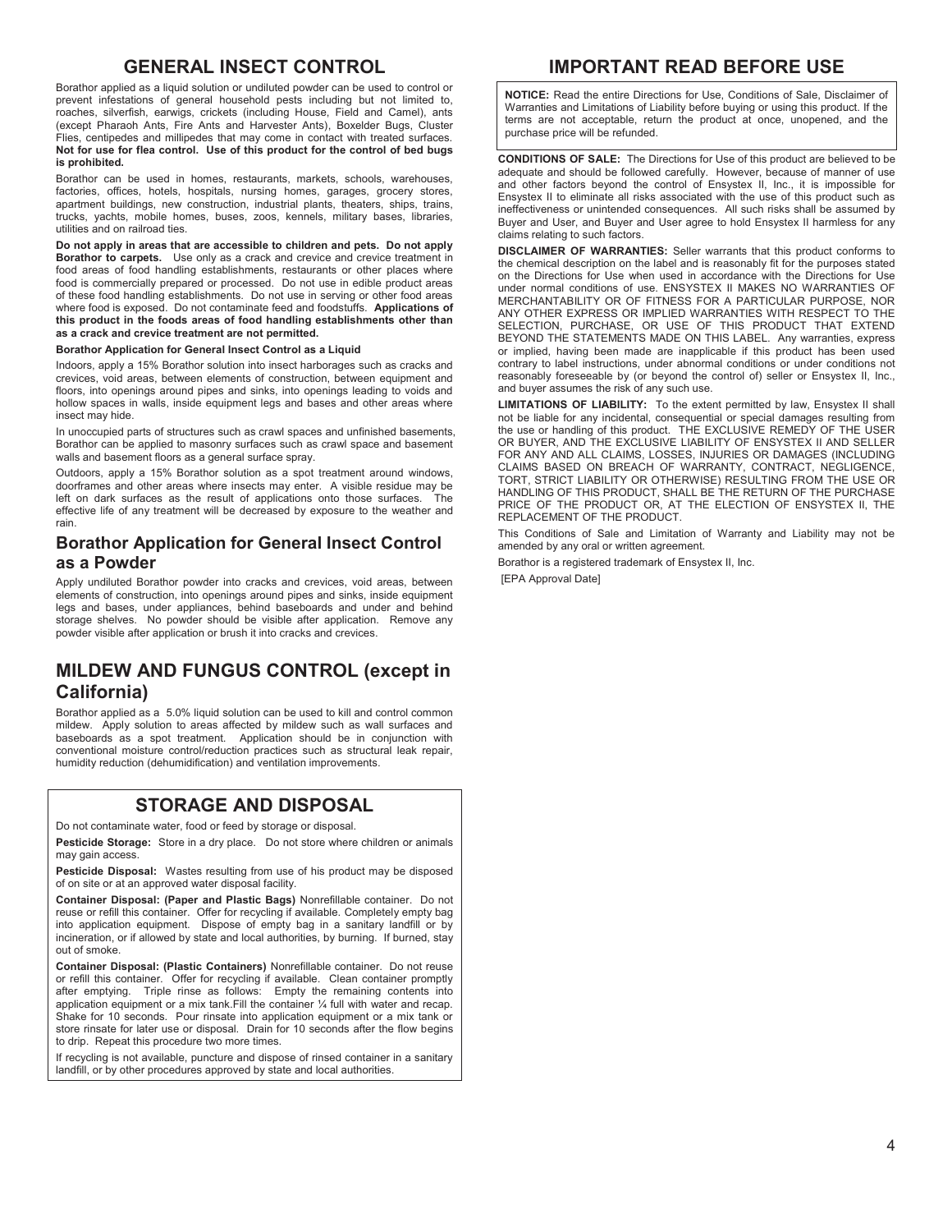## GENERAL INSECT CONTROL

Borathor applied as a liquid solution or undiluted powder can be used to control or prevent infestations of general household pests including but not limited to, roaches, silverfish, earwigs, crickets (including House, Field and Camel), ants (except Pharaoh Ants, Fire Ants and Harvester Ants), Boxelder Bugs, Cluster Flies, centipedes and millipedes that may come in contact with treated surfaces. **Not for use for flea control. Use of this product for the control of bed bugs is prohibited.**

Borathor can be used in homes, restaurants, markets, schools, warehouses, factories, offices, hotels, hospitals, nursing homes, garages, grocery stores, apartment buildings, new construction, industrial plants, theaters, ships, trains, trucks, yachts, mobile homes, buses, zoos, kennels, military bases, libraries, utilities and on railroad ties.

**Do not apply in areas that are accessible to children and pets. Do not apply Borathor to carpets.** Use only as a crack and crevice and crevice treatment in food areas of food handling establishments, restaurants or other places where food is commercially prepared or processed. Do not use in edible product areas of these food handling establishments. Do not use in serving or other food areas where food is exposed. Do not contaminate feed and foodstuffs. **Applications of this product in the foods areas of food handling establishments other than as a crack and crevice treatment are not permitted.**

**Borathor Application for General Insect Control as a Liquid**

Indoors, apply a 15% Borathor solution into insect harborages such as cracks and crevices, void areas, between elements of construction, between equipment and floors, into openings around pipes and sinks, into openings leading to voids and hollow spaces in walls, inside equipment legs and bases and other areas where insect may hide.

In unoccupied parts of structures such as crawl spaces and unfinished basements, Borathor can be applied to masonry surfaces such as crawl space and basement walls and basement floors as a general surface spray.

Outdoors, apply a 15% Borathor solution as a spot treatment around windows, doorframes and other areas where insects may enter. A visible residue may be left on dark surfaces as the result of applications onto those surfaces. The effective life of any treatment will be decreased by exposure to the weather and rain.

### Borathor Application for General Insect Control as a Powder

Apply undiluted Borathor powder into cracks and crevices, void areas, between elements of construction, into openings around pipes and sinks, inside equipment legs and bases, under appliances, behind baseboards and under and behind storage shelves. No powder should be visible after application. Remove any powder visible after application or brush it into cracks and crevices.

## MILDEW AND FUNGUS CONTROL (except in California)

Borathor applied as a 5.0% liquid solution can be used to kill and control common mildew. Apply solution to areas affected by mildew such as wall surfaces and baseboards as a spot treatment. Application should be in conjunction with conventional moisture control/reduction practices such as structural leak repair, humidity reduction (dehumidification) and ventilation improvements.

## STORAGE AND DISPOSAL

Do not contaminate water, food or feed by storage or disposal.

**Pesticide Storage:** Store in a dry place. Do not store where children or animals may gain access.

**Pesticide Disposal:** Wastes resulting from use of his product may be disposed of on site or at an approved water disposal facility.

**Container Disposal: (Paper and Plastic Bags)** Nonrefillable container. Do not reuse or refill this container. Offer for recycling if available. Completely empty bag into application equipment. Dispose of empty bag in a sanitary landfill or by incineration, or if allowed by state and local authorities, by burning. If burned, stay out of smoke.

**Container Disposal: (Plastic Containers)** Nonrefillable container. Do not reuse or refill this container. Offer for recycling if available. Clean container promptly after emptying. Triple rinse as follows: Empty the remaining contents into application equipment or a mix tank.Fill the container ¼ full with water and recap. Shake for 10 seconds. Pour rinsate into application equipment or a mix tank or store rinsate for later use or disposal. Drain for 10 seconds after the flow begins to drip. Repeat this procedure two more times.

If recycling is not available, puncture and dispose of rinsed container in a sanitary landfill, or by other procedures approved by state and local authorities.

## IMPORTANT READ BEFORE USE

**NOTICE:** Read the entire Directions for Use, Conditions of Sale, Disclaimer of Warranties and Limitations of Liability before buying or using this product. If the terms are not acceptable, return the product at once, unopened, and the purchase price will be refunded.

**CONDITIONS OF SALE:** The Directions for Use of this product are believed to be adequate and should be followed carefully. However, because of manner of use and other factors beyond the control of Ensystex II, Inc., it is impossible for Ensystex II to eliminate all risks associated with the use of this product such as ineffectiveness or unintended consequences. All such risks shall be assumed by Buyer and User, and Buyer and User agree to hold Ensystex II harmless for any claims relating to such factors.

**DISCLAIMER OF WARRANTIES:** Seller warrants that this product conforms to the chemical description on the label and is reasonably fit for the purposes stated on the Directions for Use when used in accordance with the Directions for Use under normal conditions of use. ENSYSTEX II MAKES NO WARRANTIES OF MERCHANTABILITY OR OF FITNESS FOR A PARTICULAR PURPOSE, NOR ANY OTHER EXPRESS OR IMPLIED WARRANTIES WITH RESPECT TO THE SELECTION, PURCHASE, OR USE OF THIS PRODUCT THAT EXTEND BEYOND THE STATEMENTS MADE ON THIS LABEL. Any warranties, express or implied, having been made are inapplicable if this product has been used contrary to label instructions, under abnormal conditions or under conditions not reasonably foreseeable by (or beyond the control of) seller or Ensystex II, Inc., and buyer assumes the risk of any such use.

**LIMITATIONS OF LIABILITY:** To the extent permitted by law, Ensystex II shall not be liable for any incidental, consequential or special damages resulting from the use or handling of this product. THE EXCLUSIVE REMEDY OF THE USER OR BUYER, AND THE EXCLUSIVE LIABILITY OF ENSYSTEX II AND SELLER FOR ANY AND ALL CLAIMS, LOSSES, INJURIES OR DAMAGES (INCLUDING CLAIMS BASED ON BREACH OF WARRANTY, CONTRACT, NEGLIGENCE, TORT, STRICT LIABILITY OR OTHERWISE) RESULTING FROM THE USE OR HANDLING OF THIS PRODUCT, SHALL BE THE RETURN OF THE PURCHASE PRICE OF THE PRODUCT OR, AT THE ELECTION OF ENSYSTEX II, THE REPLACEMENT OF THE PRODUCT.

This Conditions of Sale and Limitation of Warranty and Liability may not be amended by any oral or written agreement.

Borathor is a registered trademark of Ensystex II, Inc.

[EPA Approval Date]